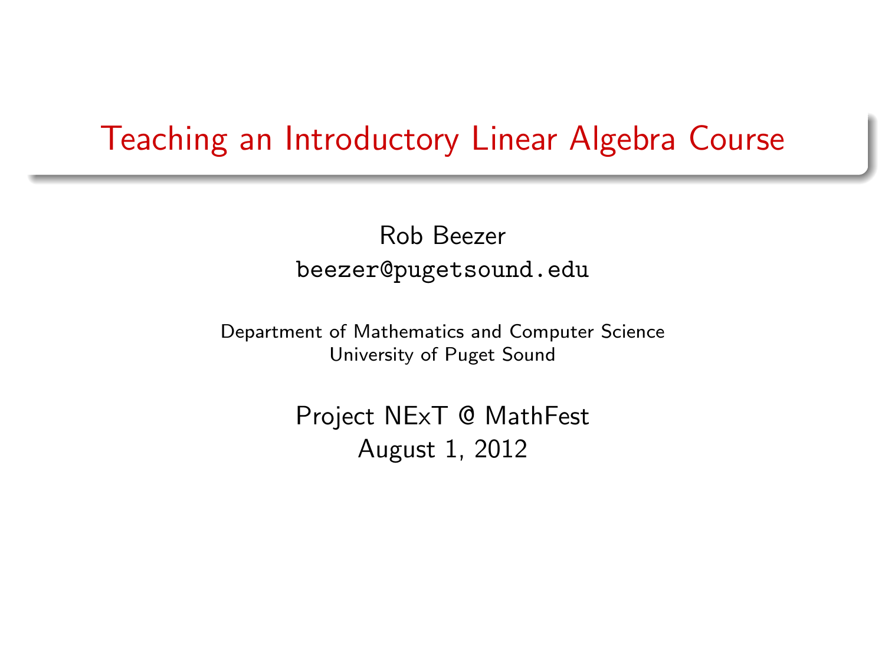# Teaching an Introductory Linear Algebra Course

Rob Beezer
beezer@pugetsound.edu

Department of Mathematics and Computer Science
University of Puget Sound

Project NExT @ MathFest
August 1, 2012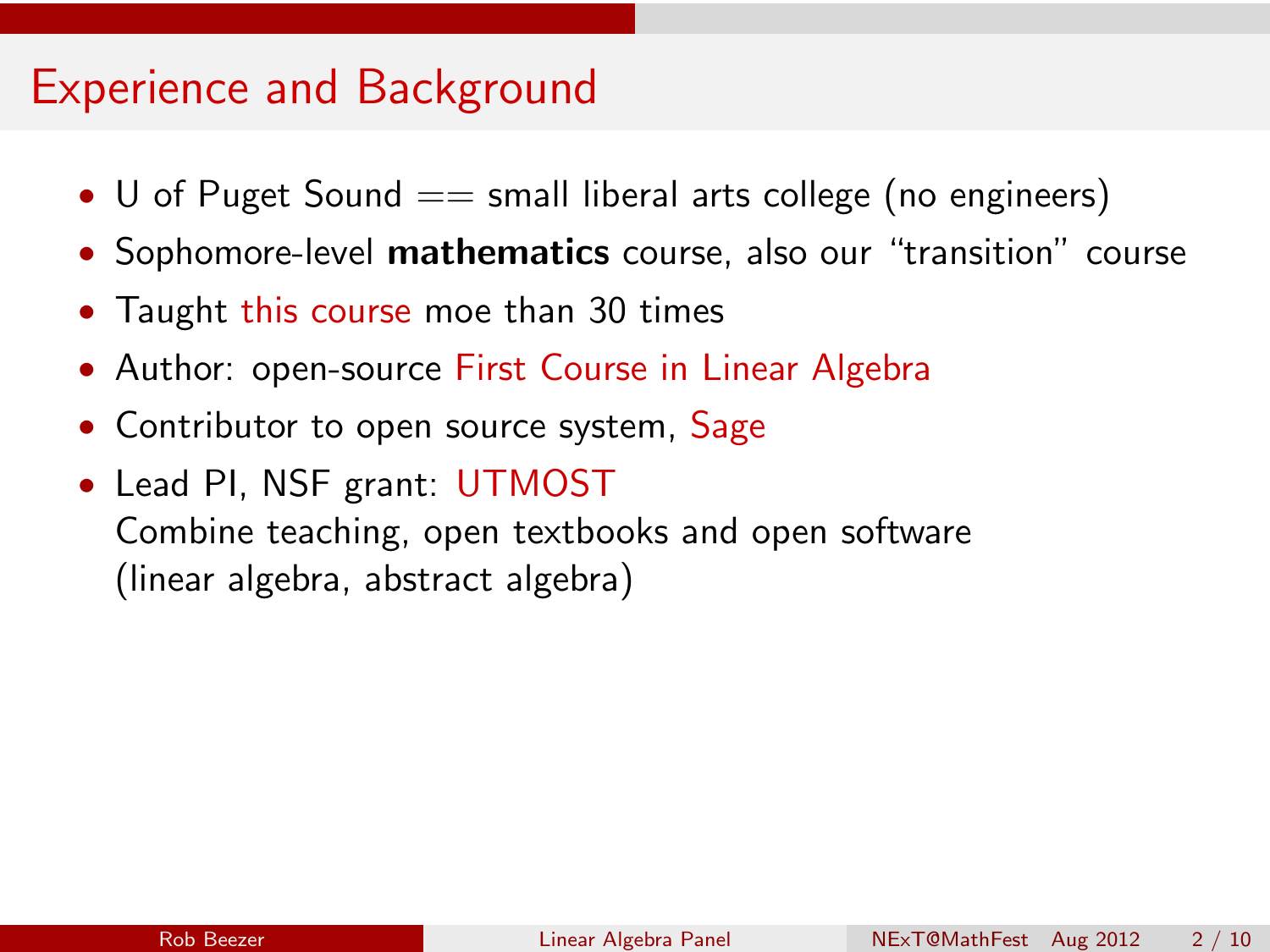# Experience and Background

- U of Puget Sound == small liberal arts college (no engineers)
- Sophomore-level **mathematics** course, also our "transition" course
- Taught this course moe than 30 times
- Author: open-source First Course in Linear Algebra
- Contributor to open source system, Sage
- Lead PI, NSF grant: UTMOST
  Combine teaching, open textbooks and open software
  (linear algebra, abstract algebra)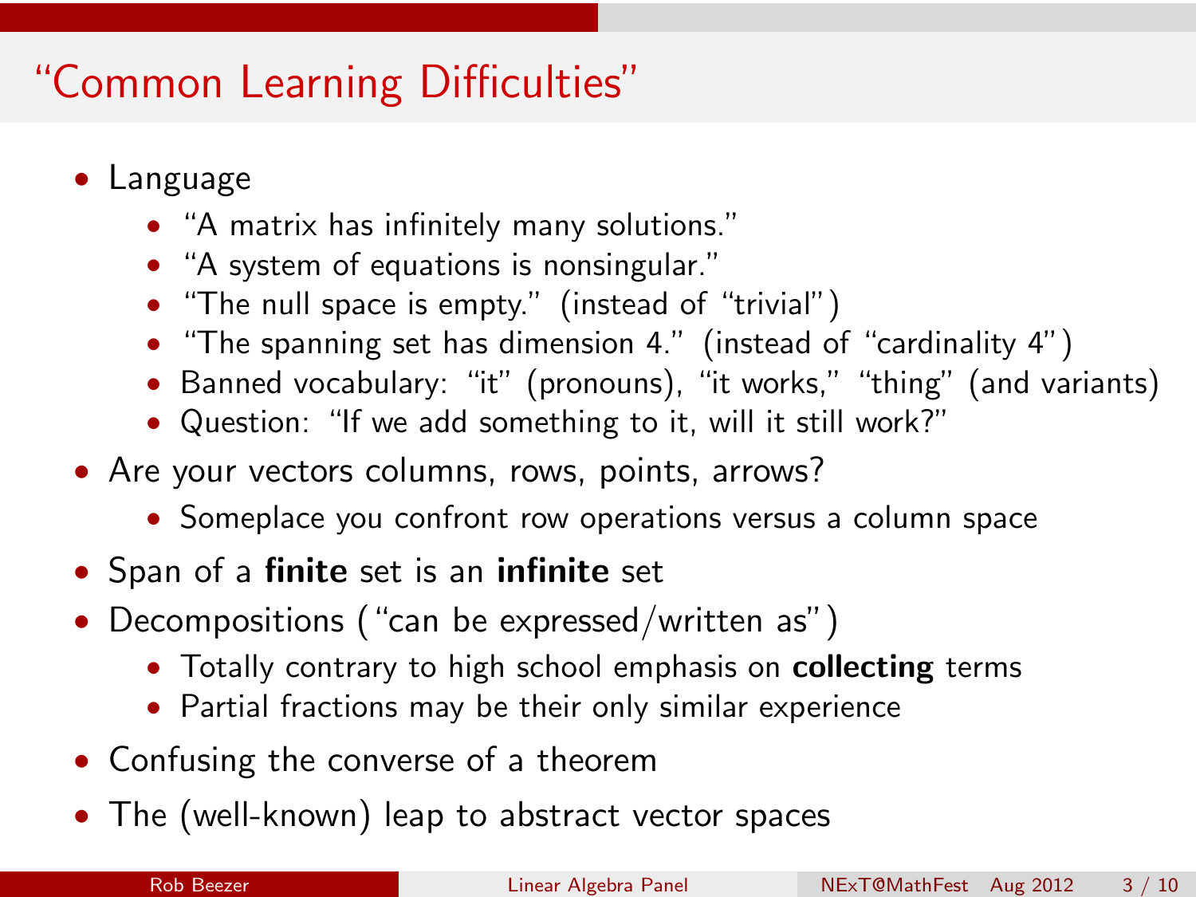# "Common Learning Difficulties"

- Language
  - "A matrix has infinitely many solutions."
  - "A system of equations is nonsingular."
  - "The null space is empty." (instead of "trivial")
  - "The spanning set has dimension 4." (instead of "cardinality 4")
  - Banned vocabulary: "it" (pronouns), "it works," "thing" (and variants)
  - Question: "If we add something to it, will it still work?"
- Are your vectors columns, rows, points, arrows?
  - Someplace you confront row operations versus a column space
- Span of a **finite** set is an **infinite** set
- Decompositions ("can be expressed/written as")
  - Totally contrary to high school emphasis on **collecting** terms
  - Partial fractions may be their only similar experience
- Confusing the converse of a theorem
- The (well-known) leap to abstract vector spaces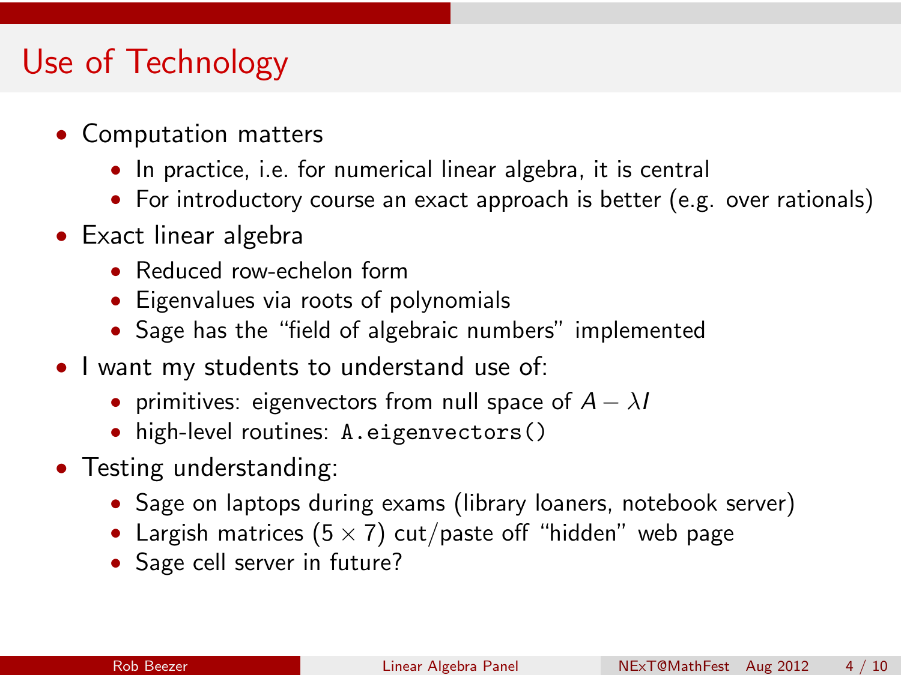# Use of Technology

- Computation matters
  - In practice, i.e. for numerical linear algebra, it is central
  - For introductory course an exact approach is better (e.g. over rationals)
- Exact linear algebra
  - Reduced row-echelon form
  - Eigenvalues via roots of polynomials
  - Sage has the "field of algebraic numbers" implemented
- I want my students to understand use of:
  - primitives: eigenvectors from null space of $A - \lambda I$
  - high-level routines: `A.eigenvectors()`
- Testing understanding:
  - Sage on laptops during exams (library loaners, notebook server)
  - Largish matrices ($5 \times 7$) cut/paste off "hidden" web page
  - Sage cell server in future?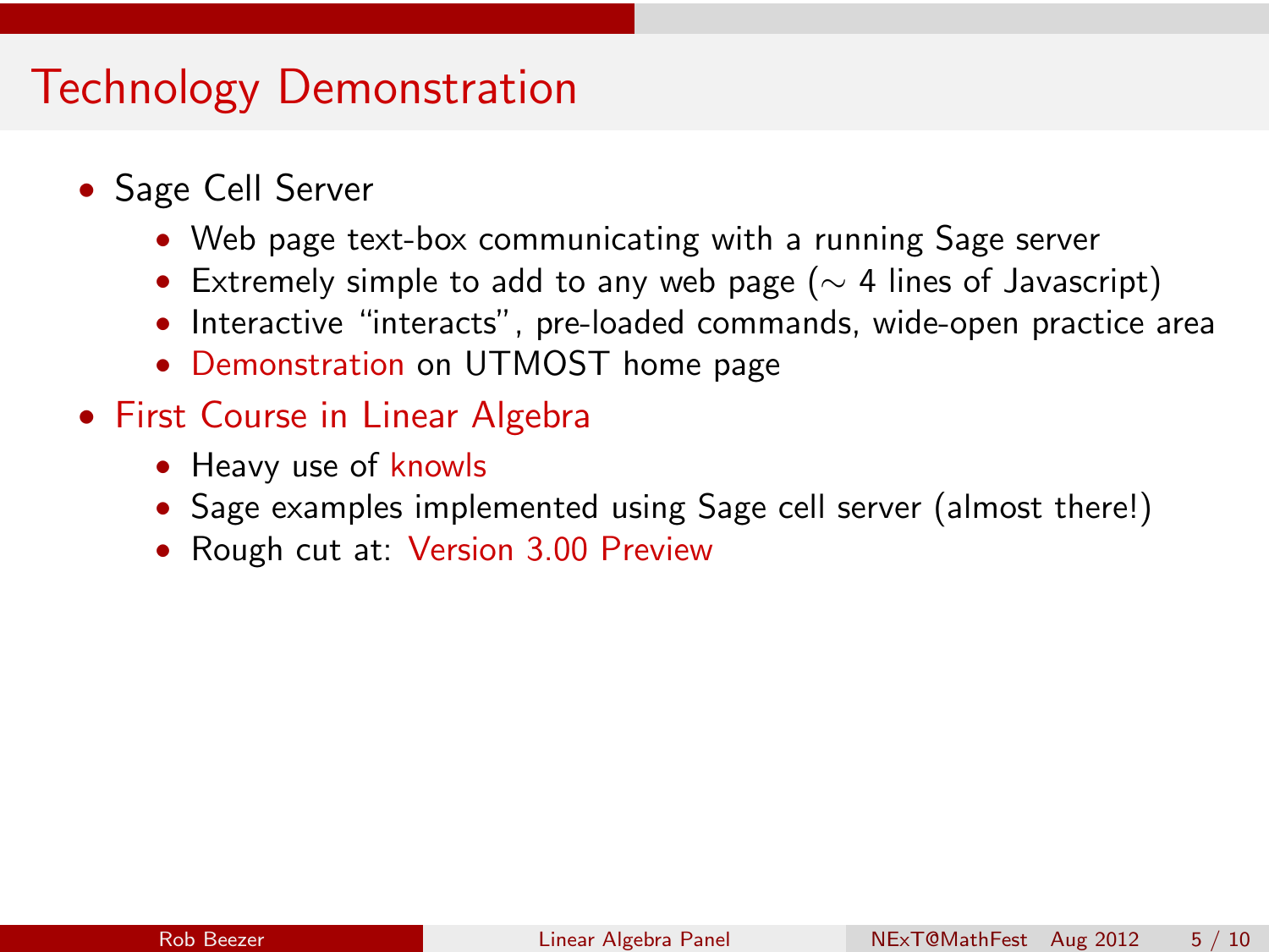# Technology Demonstration

- Sage Cell Server
  - Web page text-box communicating with a running Sage server
  - Extremely simple to add to any web page ($\sim$ 4 lines of Javascript)
  - Interactive "interacts", pre-loaded commands, wide-open practice area
  - Demonstration on UTMOST home page
- First Course in Linear Algebra
  - Heavy use of knowls
  - Sage examples implemented using Sage cell server (almost there!)
  - Rough cut at: Version 3.00 Preview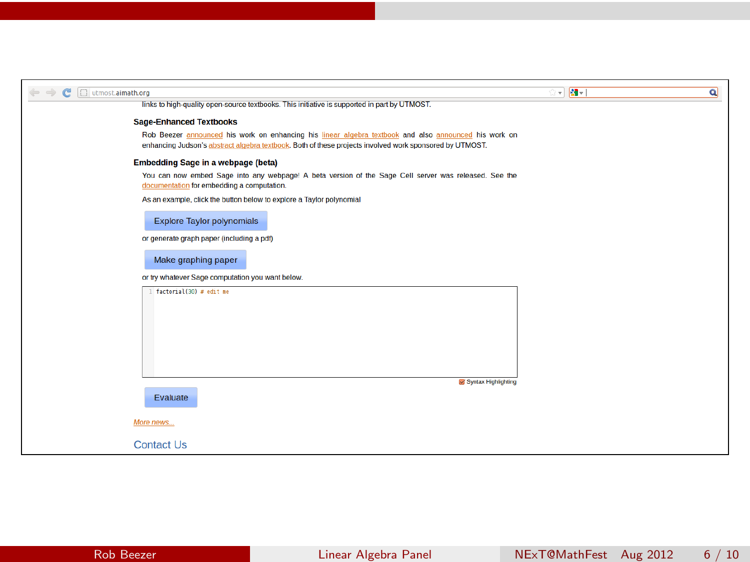utmost.aimath.org

links to high-quality open-source textbooks. This initiative is supported in part by UTMOST.

### Sage-Enhanced Textbooks

Rob Beezer announced his work on enhancing his linear algebra textbook and also announced his work on enhancing Judson's abstract algebra textbook. Both of these projects involved work sponsored by UTMOST.

### Embedding Sage in a webpage (beta)

You can now embed Sage into any webpage! A beta version of the Sage Cell server was released. See the documentation for embedding a computation.

As an example, click the button below to explore a Taylor polynomial

Explore Taylor polynomials

or generate graph paper (including a pdf)

Make graphing paper

or try whatever Sage computation you want below.

```
factorial(30) # edit me
```

Syntax Highlighting

Evaluate

*More news...*

Contact Us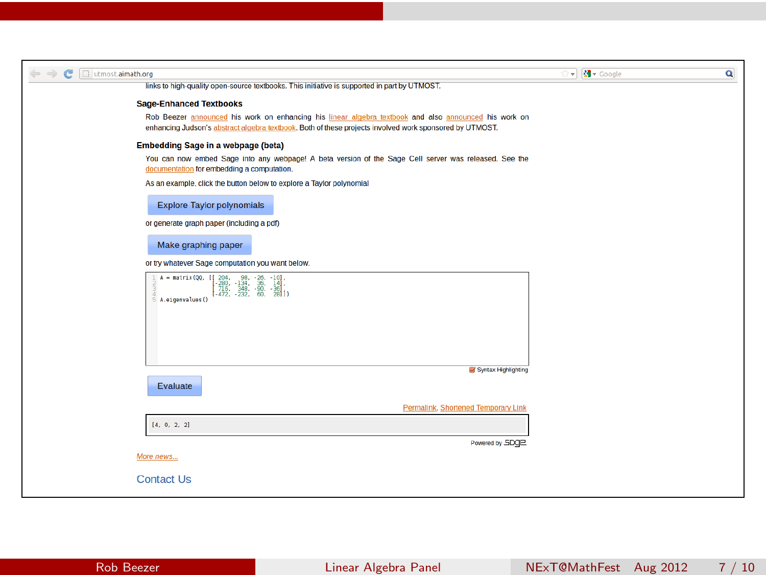utmost.aimath.org

links to high-quality open-source textbooks. This initiative is supported in part by UTMOST.

### Sage-Enhanced Textbooks

Rob Beezer announced his work on enhancing his linear algebra textbook and also announced his work on enhancing Judson's abstract algebra textbook. Both of these projects involved work sponsored by UTMOST.

### Embedding Sage in a webpage (beta)

You can now embed Sage into any webpage! A beta version of the Sage Cell server was released. See the documentation for embedding a computation.

As an example, click the button below to explore a Taylor polynomial

Explore Taylor polynomials

or generate graph paper (including a pdf)

Make graphing paper

or try whatever Sage computation you want below.

```
A = matrix(QQ, [[ 204,   98, -26, -10],
                [-280, -134,  36,  14],
                [ 716,  348, -90, -36],
                [-472, -232,  60,  28]])
A.eigenvalues()
```

Syntax Highlighting

Evaluate

Permalink, Shortened Temporary Link

```
[4, 0, 2, 2]
```

Powered by Sage

More news...

Contact Us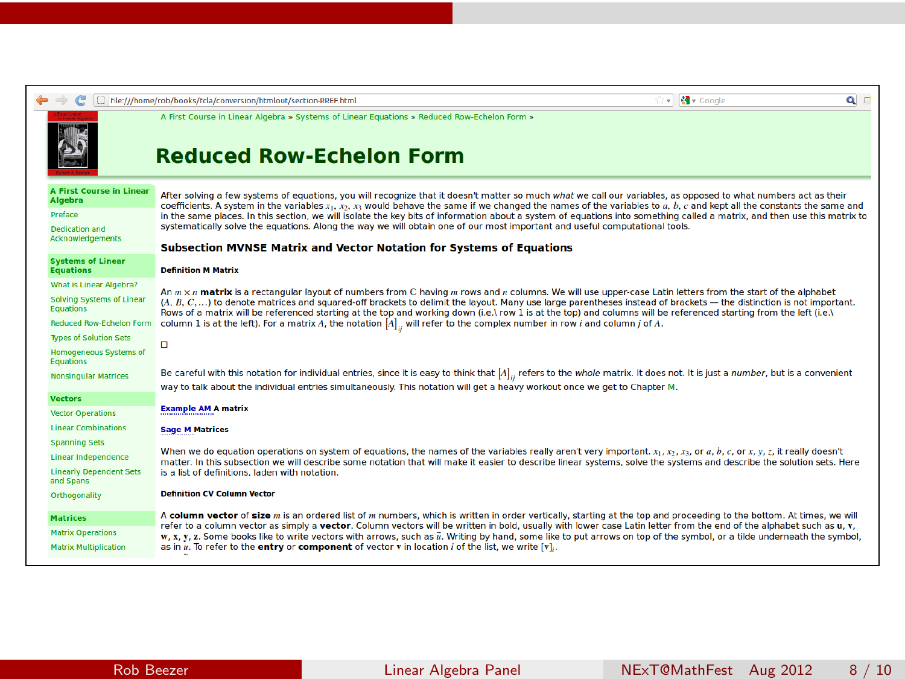file:///home/rob/books/fcla/conversion/htmlout/section-RREF.html

A First Course in Linear Algebra » Systems of Linear Equations » Reduced Row-Echelon Form »

# Reduced Row-Echelon Form

**A First Course in Linear Algebra**
- Preface
- Dedication and Acknowledgements

**Systems of Linear Equations**
- What is Linear Algebra?
- Solving Systems of Linear Equations
- Reduced Row-Echelon Form
- Types of Solution Sets
- Homogeneous Systems of Equations
- Nonsingular Matrices

**Vectors**
- Vector Operations
- Linear Combinations
- Spanning Sets
- Linear Independence
- Linearly Dependent Sets and Spans
- Orthogonality

**Matrices**
- Matrix Operations
- Matrix Multiplication

After solving a few systems of equations, you will recognize that it doesn't matter so much *what* we call our variables, as opposed to what numbers act as their coefficients. A system in the variables $x_1$, $x_2$, $x_3$ would behave the same if we changed the names of the variables to $a$, $b$, $c$ and kept all the constants the same and in the same places. In this section, we will isolate the key bits of information about a system of equations into something called a matrix, and then use this matrix to systematically solve the equations. Along the way we will obtain one of our most important and useful computational tools.

### Subsection MVNSE Matrix and Vector Notation for Systems of Equations

**Definition M Matrix**

An $m \times n$ **matrix** is a rectangular layout of numbers from $\mathbb{C}$ having $m$ rows and $n$ columns. We will use upper-case Latin letters from the start of the alphabet $(A, B, C, \dots)$ to denote matrices and squared-off brackets to delimit the layout. Many use large parentheses instead of brackets — the distinction is not important. Rows of a matrix will be referenced starting at the top and working down (i.e.\ row 1 is at the top) and columns will be referenced starting from the left (i.e.\ column 1 is at the left). For a matrix $A$, the notation $\left[A\right]_{ij}$ will refer to the complex number in row $i$ and column $j$ of $A$.

□

Be careful with this notation for individual entries, since it is easy to think that $\left[A\right]_{ij}$ refers to the *whole* matrix. It does not. It is just a *number*, but is a convenient way to talk about the individual entries simultaneously. This notation will get a heavy workout once we get to Chapter M.

**Example AM** A matrix

**Sage M** Matrices

When we do equation operations on system of equations, the names of the variables really aren't very important. $x_1$, $x_2$, $x_3$, or $a$, $b$, $c$, or $x$, $y$, $z$, it really doesn't matter. In this subsection we will describe some notation that will make it easier to describe linear systems, solve the systems and describe the solution sets. Here is a list of definitions, laden with notation.

**Definition CV Column Vector**

A **column vector** of **size** $m$ is an ordered list of $m$ numbers, which is written in order vertically, starting at the top and proceeding to the bottom. At times, we will refer to a column vector as simply a **vector**. Column vectors will be written in bold, usually with lower case Latin letter from the end of the alphabet such as $\mathbf{u}$, $\mathbf{v}$, $\mathbf{w}$, $\mathbf{x}$, $\mathbf{y}$, $\mathbf{z}$. Some books like to write vectors with arrows, such as $\vec{u}$. Writing by hand, some like to put arrows on top of the symbol, or a tilde underneath the symbol, as in $\underset{\sim}{u}$. To refer to the **entry** or **component** of vector $\mathbf{v}$ in location $i$ of the list, we write $\left[\mathbf{v}\right]_i$.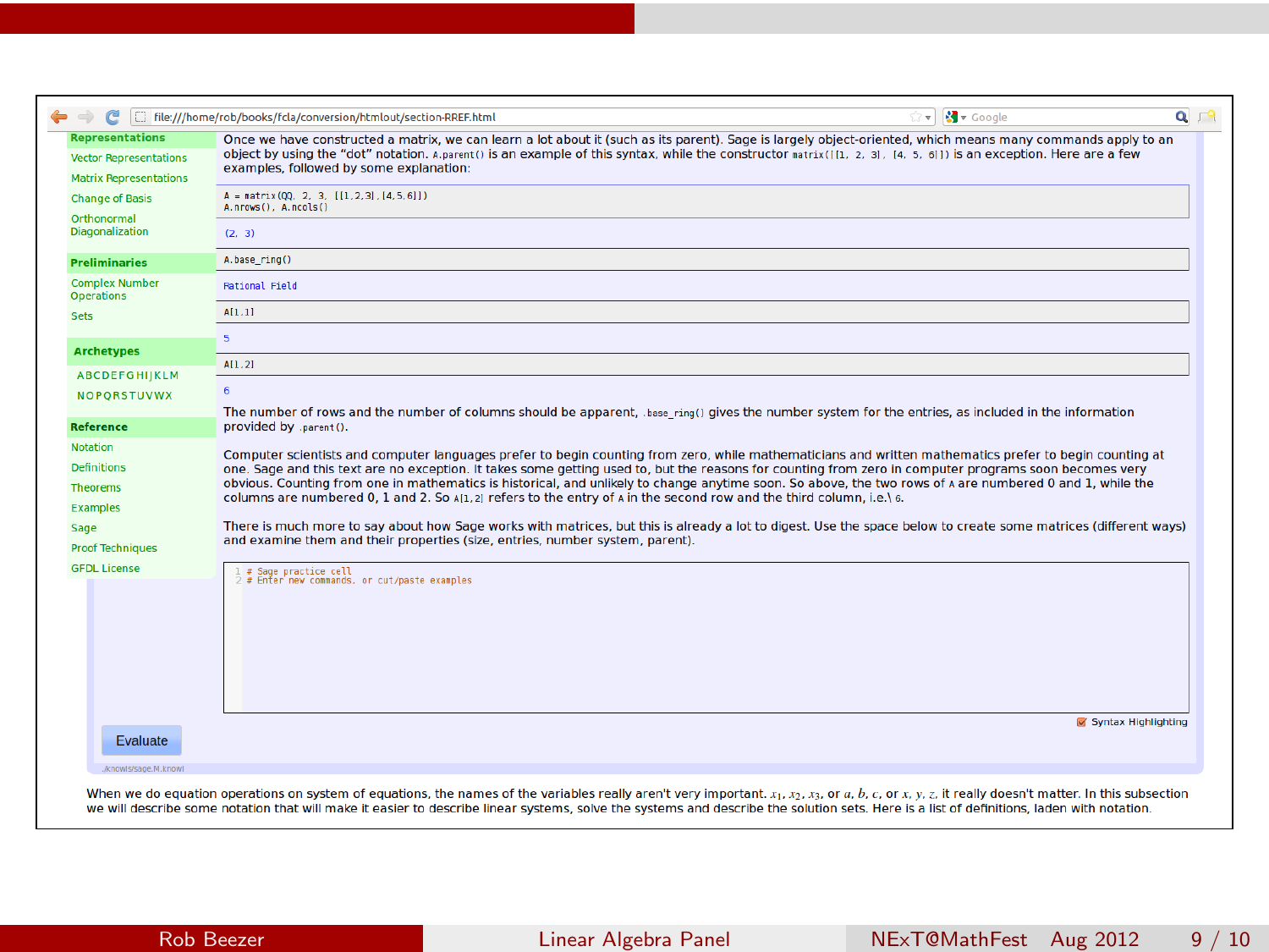file:///home/rob/books/fcla/conversion/htmlout/section-RREF.html

**Representations**

- Vector Representations
- Matrix Representations
- Change of Basis
- Orthonormal Diagonalization

**Preliminaries**

- Complex Number Operations
- Sets

**Archetypes**

A B C D E F G H I J K L M
N O P Q R S T U V W X

**Reference**

- Notation
- Definitions
- Theorems
- Examples
- Sage
- Proof Techniques
- GFDL License

Once we have constructed a matrix, we can learn a lot about it (such as its parent). Sage is largely object-oriented, which means many commands apply to an object by using the "dot" notation. `A.parent()` is an example of this syntax, while the constructor `matrix([[1, 2, 3], [4, 5, 6]])` is an exception. Here are a few examples, followed by some explanation:

```
A = matrix(QQ, 2, 3, [[1,2,3],[4,5,6]])
A.nrows(), A.ncols()
```

```
(2, 3)
```

```
A.base_ring()
```

```
Rational Field
```

```
A[1,1]
```

```
5
```

```
A[1,2]
```

```
6
```

The number of rows and the number of columns should be apparent, `.base_ring()` gives the number system for the entries, as included in the information provided by `.parent()`.

Computer scientists and computer languages prefer to begin counting from zero, while mathematicians and written mathematics prefer to begin counting at one. Sage and this text are no exception. It takes some getting used to, but the reasons for counting from zero in computer programs soon becomes very obvious. Counting from one in mathematics is historical, and unlikely to change anytime soon. So above, the two rows of `A` are numbered 0 and 1, while the columns are numbered 0, 1 and 2. So `A[1,2]` refers to the entry of `A` in the second row and the third column, i.e.\ `6`.

There is much more to say about how Sage works with matrices, but this is already a lot to digest. Use the space below to create some matrices (different ways) and examine them and their properties (size, entries, number system, parent).

```
1 # Sage practice cell
2 # Enter new commands, or cut/paste examples
```

Syntax Highlighting

Evaluate

../knowls/sage.M.knowl

When we do equation operations on system of equations, the names of the variables really aren't very important. $x_1$, $x_2$, $x_3$, or $a$, $b$, $c$, or $x$, $y$, $z$, it really doesn't matter. In this subsection we will describe some notation that will make it easier to describe linear systems, solve the systems and describe the solution sets. Here is a list of definitions, laden with notation.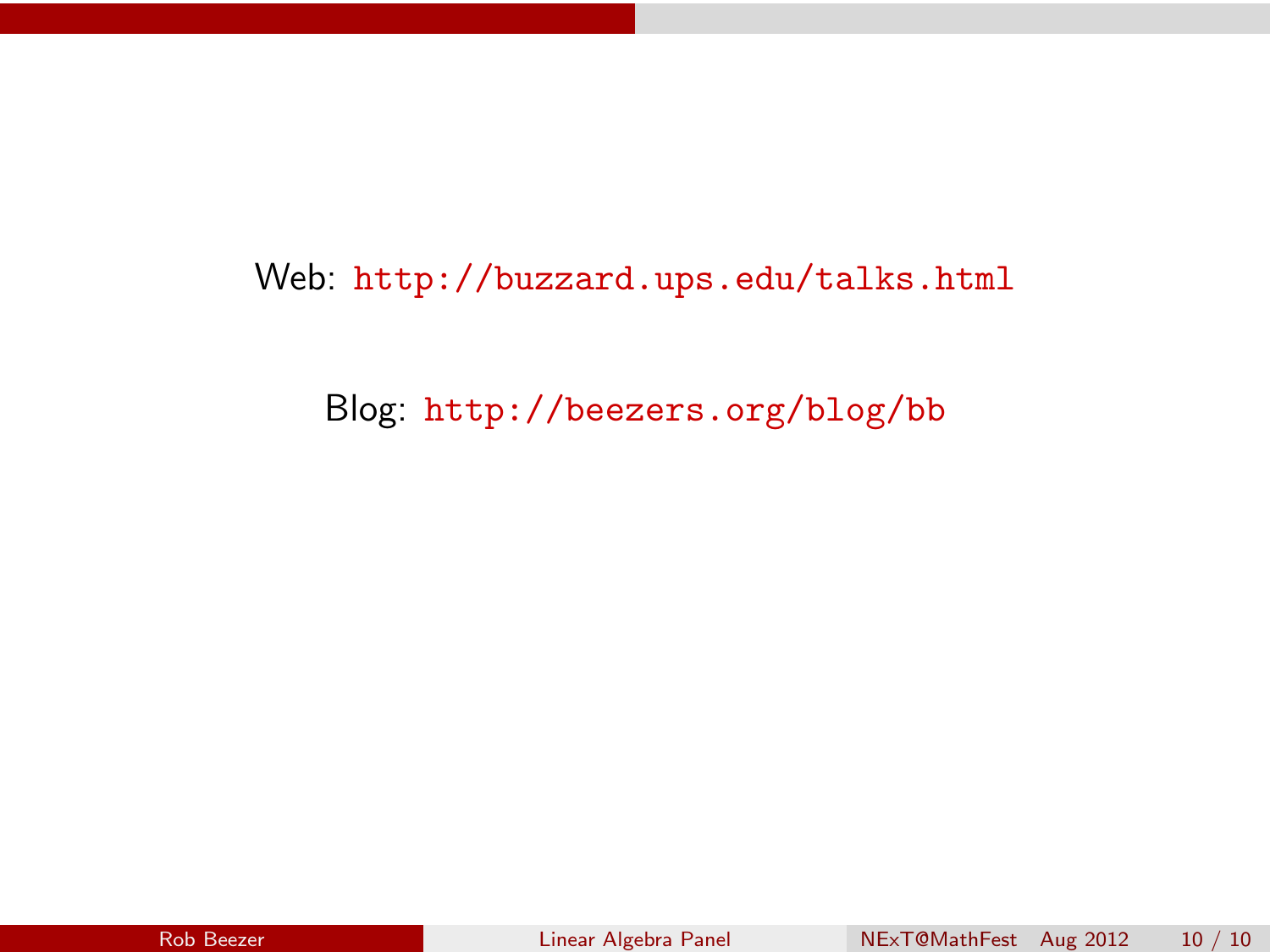Web: http://buzzard.ups.edu/talks.html

Blog: http://beezers.org/blog/bb